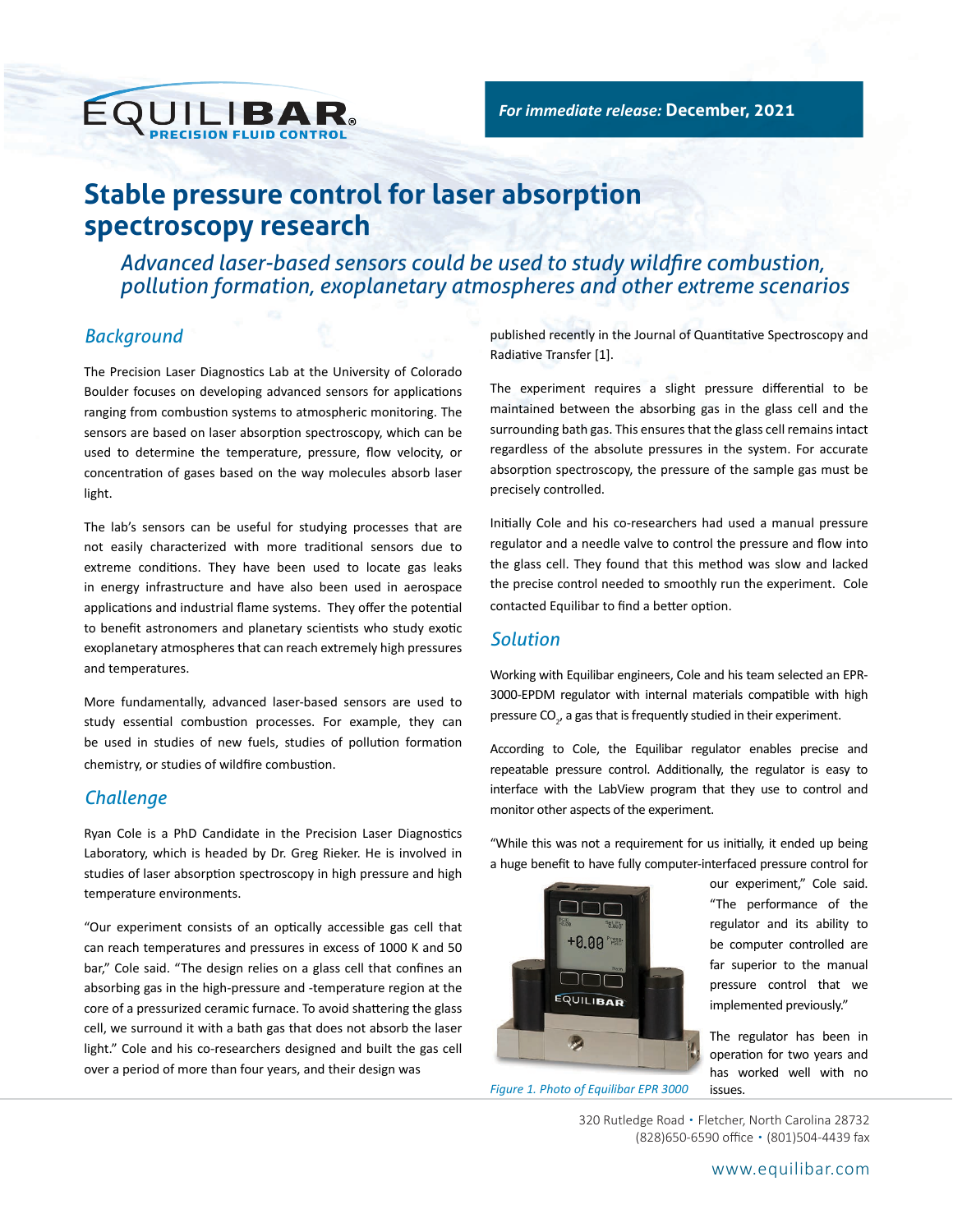EQUILIBAR® PRECISION FLUID CONTROL

*For immediate release:* **December, 2021**

# Stable pressure control for laser absorption spectroscopy research

*Advanced laser-based sensors could be used to study wildfire combustion, pollution formation, exoplanetary atmospheres and other extreme scenarios*

## Background

The Precision Laser Diagnostics Lab at the University of Colorado Boulder focuses on developing advanced sensors for applications ranging from combustion systems to atmospheric monitoring. The sensors are based on laser absorption spectroscopy, which can be used to determine the temperature, pressure, flow velocity, or concentration of gases based on the way molecules absorb laser light.

The lab's sensors can be useful for studying processes that are not easily characterized with more traditional sensors due to extreme conditions. They have been used to locate gas leaks in energy infrastructure and have also been used in aerospace applications and industrial flame systems. They offer the potential to benefit astronomers and planetary scientists who study exotic exoplanetary atmospheres that can reach extremely high pressures and temperatures.

More fundamentally, advanced laser-based sensors are used to study essential combustion processes. For example, they can be used in studies of new fuels, studies of pollution formation chemistry, or studies of wildfire combustion.

## Challenge

Ryan Cole is a PhD Candidate in the Precision Laser Diagnostics Laboratory, which is headed by Dr. Greg Rieker. He is involved in studies of laser absorption spectroscopy in high pressure and high temperature environments.

"Our experiment consists of an optically accessible gas cell that can reach temperatures and pressures in excess of 1000 K and 50 bar," Cole said. "The design relies on a glass cell that confines an absorbing gas in the high-pressure and -temperature region at the core of a pressurized ceramic furnace. To avoid shattering the glass cell, we surround it with a bath gas that does not absorb the laser light." Cole and his co-researchers designed and built the gas cell over a period of more than four years, and their design was published recently in the Journal of Quantitative Spectroscopy and Radiative Transfer [1].

The experiment requires a slight pressure differential to be maintained between the absorbing gas in the glass cell and the surrounding bath gas. This ensures that the glass cell remains intact regardless of the absolute pressures in the system. For accurate absorption spectroscopy, the pressure of the sample gas must be precisely controlled.

Initially Cole and his co-researchers had used a manual pressure regulator and a needle valve to control the pressure and flow into the glass cell. They found that this method was slow and lacked the precise control needed to smoothly run the experiment. Cole contacted Equilibar to find a better option.

## Solution

Working with Equilibar engineers, Cole and his team selected an EPR-3000-EPDM regulator with internal materials compatible with high pressure $CO_2$, a gas that is frequently studied in their experiment.

According to Cole, the Equilibar regulator enables precise and repeatable pressure control. Additionally, the regulator is easy to interface with the LabView program that they use to control and monitor other aspects of the experiment.

"While this was not a requirement for us initially, it ended up being a huge benefit to have fully computer-interfaced pressure control for our experiment," Cole said. "The performance of the regulator and its ability to be computer controlled are far superior to the manual pressure control that we implemented previously."

*Figure 1. Photo of Equilibar EPR 3000*

The regulator has been in operation for two years and has worked well with no issues.

320 Rutledge Road • Fletcher, North Carolina 28732
(828)650-6590 office • (801)504-4439 fax

www.equilibar.com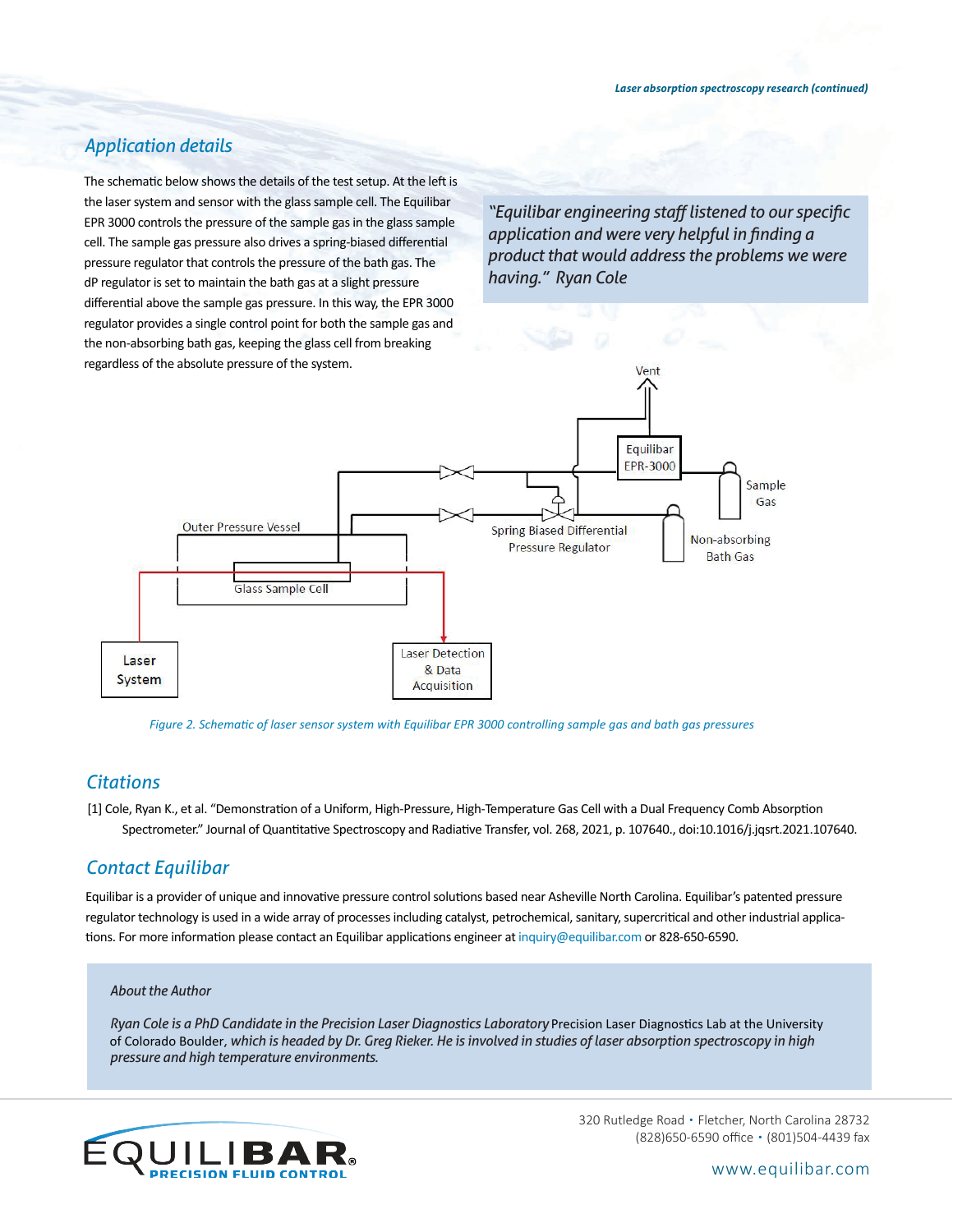## Application details

The schematic below shows the details of the test setup. At the left is the laser system and sensor with the glass sample cell. The Equilibar EPR 3000 controls the pressure of the sample gas in the glass sample cell. The sample gas pressure also drives a spring-biased differential pressure regulator that controls the pressure of the bath gas. The dP regulator is set to maintain the bath gas at a slight pressure differential above the sample gas pressure. In this way, the EPR 3000 regulator provides a single control point for both the sample gas and the non-absorbing bath gas, keeping the glass cell from breaking regardless of the absolute pressure of the system.

> *"Equilibar engineering staff listened to our specific application and were very helpful in finding a product that would address the problems we were having." Ryan Cole*

Vent

Equilibar EPR-3000

Sample Gas

Non-absorbing Bath Gas

Spring Biased Differential Pressure Regulator

Outer Pressure Vessel

Glass Sample Cell

Laser System

Laser Detection & Data Acquisition

*Figure 2. Schematic of laser sensor system with Equilibar EPR 3000 controlling sample gas and bath gas pressures*

## Citations

[1] Cole, Ryan K., et al. "Demonstration of a Uniform, High-Pressure, High-Temperature Gas Cell with a Dual Frequency Comb Absorption Spectrometer." Journal of Quantitative Spectroscopy and Radiative Transfer, vol. 268, 2021, p. 107640., doi:10.1016/j.jqsrt.2021.107640.

## Contact Equilibar

Equilibar is a provider of unique and innovative pressure control solutions based near Asheville North Carolina. Equilibar's patented pressure regulator technology is used in a wide array of processes including catalyst, petrochemical, sanitary, supercritical and other industrial applications. For more information please contact an Equilibar applications engineer at inquiry@equilibar.com or 828-650-6590.

*About the Author*

*Ryan Cole is a PhD Candidate in the Precision Laser Diagnostics Laboratory* Precision Laser Diagnostics Lab at the University of Colorado Boulder, *which is headed by Dr. Greg Rieker. He is involved in studies of laser absorption spectroscopy in high pressure and high temperature environments.*

EQUILIBAR® PRECISION FLUID CONTROL

320 Rutledge Road • Fletcher, North Carolina 28732
(828)650-6590 office • (801)504-4439 fax

www.equilibar.com